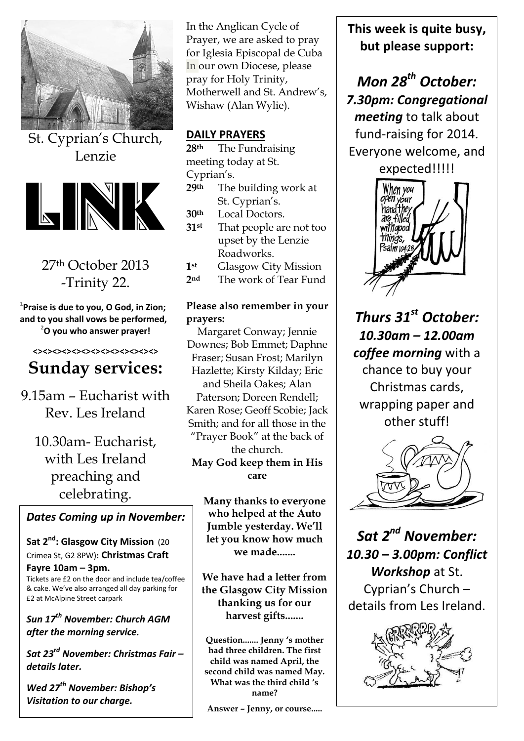St. Cyprian's Church, Lenzie

# LINK

27th October 2013
-Trinity 22.

[1]**Praise is due to you, O God, in Zion; and to you shall vows be performed,** [2]**O you who answer prayer!**

**<><><><><><><><><><><><>**

## Sunday services:

9.15am – Eucharist with Rev. Les Ireland

10.30am- Eucharist, with Les Ireland preaching and celebrating.

### *Dates Coming up in November:*

**Sat 2nd: Glasgow City Mission** (20 Crimea St, G2 8PW): **Christmas Craft Fayre 10am – 3pm.**
Tickets are £2 on the door and include tea/coffee & cake. We've also arranged all day parking for £2 at McAlpine Street carpark

***Sun 17th November: Church AGM after the morning service.***

***Sat 23rd November: Christmas Fair – details later.***

***Wed 27th November: Bishop's Visitation to our charge.***

In the Anglican Cycle of Prayer, we are asked to pray for Iglesia Episcopal de Cuba In our own Diocese, please pray for Holy Trinity, Motherwell and St. Andrew's, Wishaw (Alan Wylie).

### DAILY PRAYERS

**28th** The Fundraising meeting today at St. Cyprian's.
**29th** The building work at St. Cyprian's.
**30th** Local Doctors.
**31st** That people are not too upset by the Lenzie Roadworks.
**1st** Glasgow City Mission
**2nd** The work of Tear Fund

**Please also remember in your prayers:**
Margaret Conway; Jennie Downes; Bob Emmet; Daphne Fraser; Susan Frost; Marilyn Hazlette; Kirsty Kilday; Eric and Sheila Oakes; Alan Paterson; Doreen Rendell; Karen Rose; Geoff Scobie; Jack Smith; and for all those in the "Prayer Book" at the back of the church.
**May God keep them in His care**

**Many thanks to everyone who helped at the Auto Jumble yesterday. We'll let you know how much we made.......**

**We have had a letter from the Glasgow City Mission thanking us for our harvest gifts.......**

**Question....... Jenny 's mother had three children. The first child was named April, the second child was named May. What was the third child 's name?**

**Answer – Jenny, or course.....**

**This week is quite busy, but please support:**

***Mon 28th October:***
***7.30pm: Congregational meeting*** to talk about fund-raising for 2014. Everyone welcome, and expected!!!!!

***Thurs 31st October:***
***10.30am – 12.00am coffee morning*** with a chance to buy your Christmas cards, wrapping paper and other stuff!

***Sat 2nd November:***
***10.30 – 3.00pm: Conflict Workshop*** at St. Cyprian's Church – details from Les Ireland.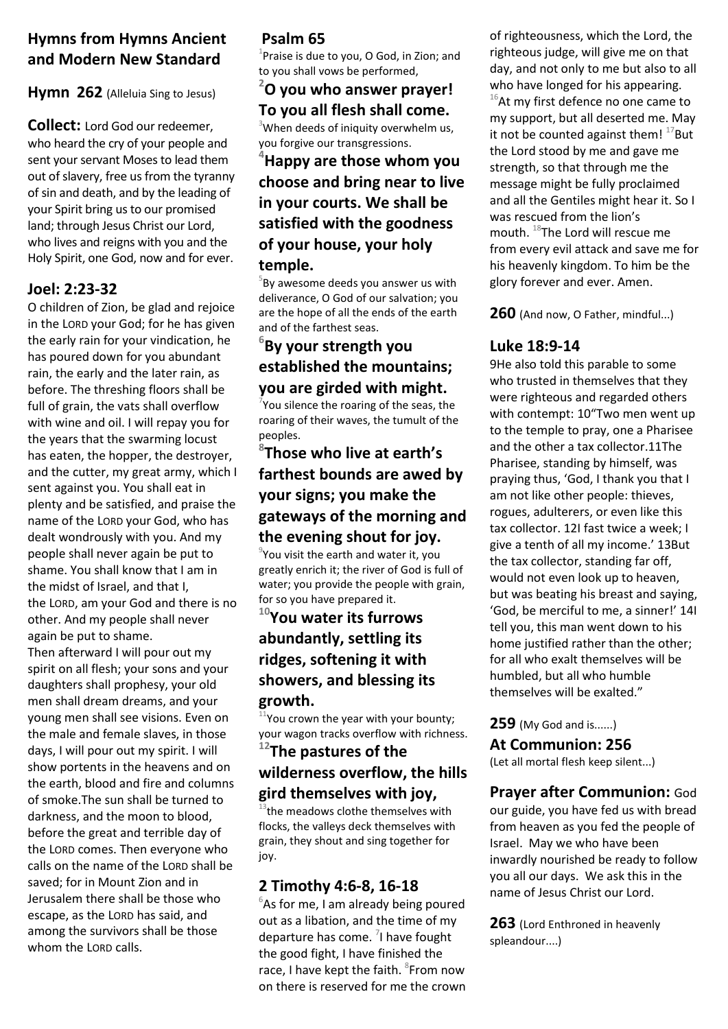## Hymns from Hymns Ancient and Modern New Standard

**Hymn 262** (Alleluia Sing to Jesus)

**Collect:** Lord God our redeemer, who heard the cry of your people and sent your servant Moses to lead them out of slavery, free us from the tyranny of sin and death, and by the leading of your Spirit bring us to our promised land; through Jesus Christ our Lord, who lives and reigns with you and the Holy Spirit, one God, now and for ever.

## Joel: 2:23-32

O children of Zion, be glad and rejoice in the LORD your God; for he has given the early rain for your vindication, he has poured down for you abundant rain, the early and the later rain, as before. The threshing floors shall be full of grain, the vats shall overflow with wine and oil. I will repay you for the years that the swarming locust has eaten, the hopper, the destroyer, and the cutter, my great army, which I sent against you. You shall eat in plenty and be satisfied, and praise the name of the LORD your God, who has dealt wondrously with you. And my people shall never again be put to shame. You shall know that I am in the midst of Israel, and that I, the LORD, am your God and there is no other. And my people shall never again be put to shame.
Then afterward I will pour out my spirit on all flesh; your sons and your daughters shall prophesy, your old men shall dream dreams, and your young men shall see visions. Even on the male and female slaves, in those days, I will pour out my spirit. I will show portents in the heavens and on the earth, blood and fire and columns of smoke.The sun shall be turned to darkness, and the moon to blood, before the great and terrible day of the LORD comes. Then everyone who calls on the name of the LORD shall be saved; for in Mount Zion and in Jerusalem there shall be those who escape, as the LORD has said, and among the survivors shall be those whom the LORD calls.

## Psalm 65

[1]Praise is due to you, O God, in Zion; and to you shall vows be performed,

**[2]O you who answer prayer! To you all flesh shall come.**

[3]When deeds of iniquity overwhelm us, you forgive our transgressions.

**[4]Happy are those whom you choose and bring near to live in your courts. We shall be satisfied with the goodness of your house, your holy temple.**

[5]By awesome deeds you answer us with deliverance, O God of our salvation; you are the hope of all the ends of the earth and of the farthest seas.

**[6]By your strength you established the mountains; you are girded with might.**

[7]You silence the roaring of the seas, the roaring of their waves, the tumult of the peoples.

**[8]Those who live at earth's farthest bounds are awed by your signs; you make the gateways of the morning and the evening shout for joy.**

[9]You visit the earth and water it, you greatly enrich it; the river of God is full of water; you provide the people with grain, for so you have prepared it.

**[10]You water its furrows abundantly, settling its ridges, softening it with showers, and blessing its growth.**

[11]You crown the year with your bounty; your wagon tracks overflow with richness.

**[12]The pastures of the wilderness overflow, the hills gird themselves with joy,**

[13]the meadows clothe themselves with flocks, the valleys deck themselves with grain, they shout and sing together for joy.

## 2 Timothy 4:6-8, 16-18

[6]As for me, I am already being poured out as a libation, and the time of my departure has come. [7]I have fought the good fight, I have finished the race, I have kept the faith. [8]From now on there is reserved for me the crown of righteousness, which the Lord, the righteous judge, will give me on that day, and not only to me but also to all who have longed for his appearing. [16]At my first defence no one came to my support, but all deserted me. May it not be counted against them! [17]But the Lord stood by me and gave me strength, so that through me the message might be fully proclaimed and all the Gentiles might hear it. So I was rescued from the lion's mouth. [18]The Lord will rescue me from every evil attack and save me for his heavenly kingdom. To him be the glory forever and ever. Amen.

**260** (And now, O Father, mindful...)

## Luke 18:9-14

9He also told this parable to some who trusted in themselves that they were righteous and regarded others with contempt: 10"Two men went up to the temple to pray, one a Pharisee and the other a tax collector.11The Pharisee, standing by himself, was praying thus, 'God, I thank you that I am not like other people: thieves, rogues, adulterers, or even like this tax collector. 12I fast twice a week; I give a tenth of all my income.' 13But the tax collector, standing far off, would not even look up to heaven, but was beating his breast and saying, 'God, be merciful to me, a sinner!' 14I tell you, this man went down to his home justified rather than the other; for all who exalt themselves will be humbled, but all who humble themselves will be exalted."

**259** (My God and is......)

**At Communion: 256**
(Let all mortal flesh keep silent...)

**Prayer after Communion:** God our guide, you have fed us with bread from heaven as you fed the people of Israel. May we who have been inwardly nourished be ready to follow you all our days. We ask this in the name of Jesus Christ our Lord.

**263** (Lord Enthroned in heavenly spleandour....)